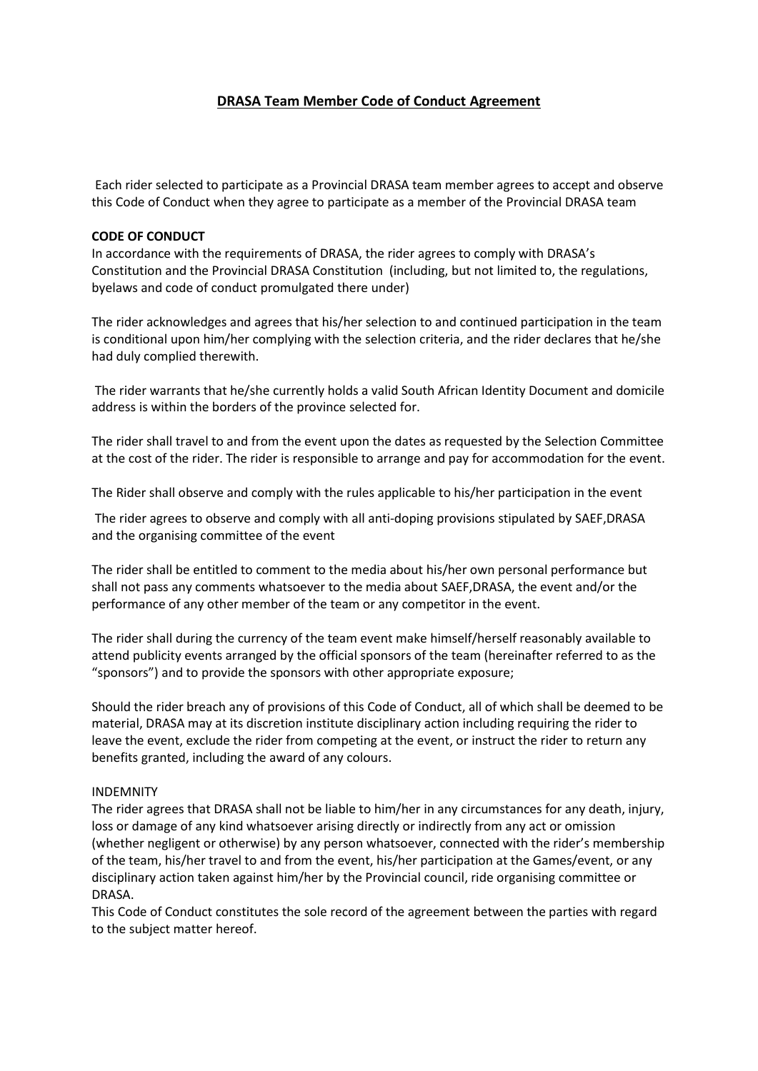# DRASA Team Member Code of Conduct Agreement

Each rider selected to participate as a Provincial DRASA team member agrees to accept and observe this Code of Conduct when they agree to participate as a member of the Provincial DRASA team

**CODE OF CONDUCT**

In accordance with the requirements of DRASA, the rider agrees to comply with DRASA's Constitution and the Provincial DRASA Constitution (including, but not limited to, the regulations, byelaws and code of conduct promulgated there under)

The rider acknowledges and agrees that his/her selection to and continued participation in the team is conditional upon him/her complying with the selection criteria, and the rider declares that he/she had duly complied therewith.

The rider warrants that he/she currently holds a valid South African Identity Document and domicile address is within the borders of the province selected for.

The rider shall travel to and from the event upon the dates as requested by the Selection Committee at the cost of the rider. The rider is responsible to arrange and pay for accommodation for the event.

The Rider shall observe and comply with the rules applicable to his/her participation in the event

The rider agrees to observe and comply with all anti-doping provisions stipulated by SAEF,DRASA and the organising committee of the event

The rider shall be entitled to comment to the media about his/her own personal performance but shall not pass any comments whatsoever to the media about SAEF,DRASA, the event and/or the performance of any other member of the team or any competitor in the event.

The rider shall during the currency of the team event make himself/herself reasonably available to attend publicity events arranged by the official sponsors of the team (hereinafter referred to as the "sponsors") and to provide the sponsors with other appropriate exposure;

Should the rider breach any of provisions of this Code of Conduct, all of which shall be deemed to be material, DRASA may at its discretion institute disciplinary action including requiring the rider to leave the event, exclude the rider from competing at the event, or instruct the rider to return any benefits granted, including the award of any colours.

INDEMNITY

The rider agrees that DRASA shall not be liable to him/her in any circumstances for any death, injury, loss or damage of any kind whatsoever arising directly or indirectly from any act or omission (whether negligent or otherwise) by any person whatsoever, connected with the rider's membership of the team, his/her travel to and from the event, his/her participation at the Games/event, or any disciplinary action taken against him/her by the Provincial council, ride organising committee or DRASA.

This Code of Conduct constitutes the sole record of the agreement between the parties with regard to the subject matter hereof.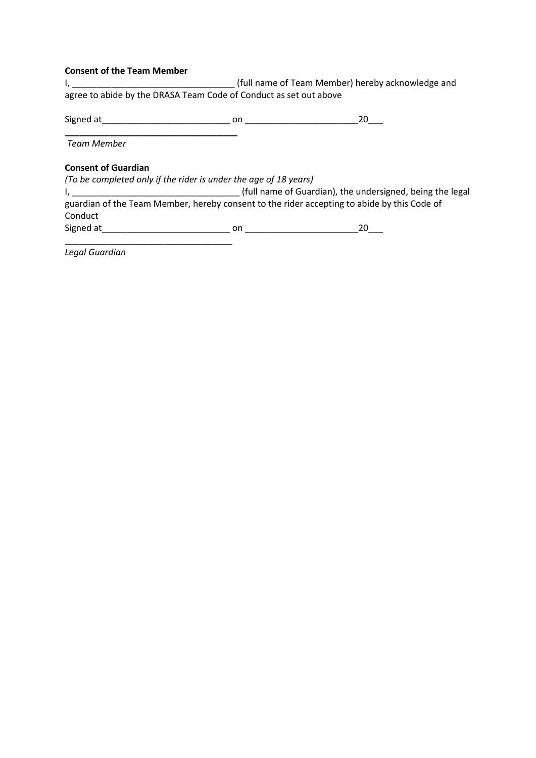**Consent of the Team Member**

I, _________________________________ (full name of Team Member) hereby acknowledge and agree to abide by the DRASA Team Code of Conduct as set out above

Signed at__________________________ on _______________________20___

___________________________________

*Team Member*

**Consent of Guardian**

*(To be completed only if the rider is under the age of 18 years)*

I, _________________________________ (full name of Guardian), the undersigned, being the legal guardian of the Team Member, hereby consent to the rider accepting to abide by this Code of Conduct

Signed at__________________________ on _______________________20___

_________________________________

*Legal Guardian*